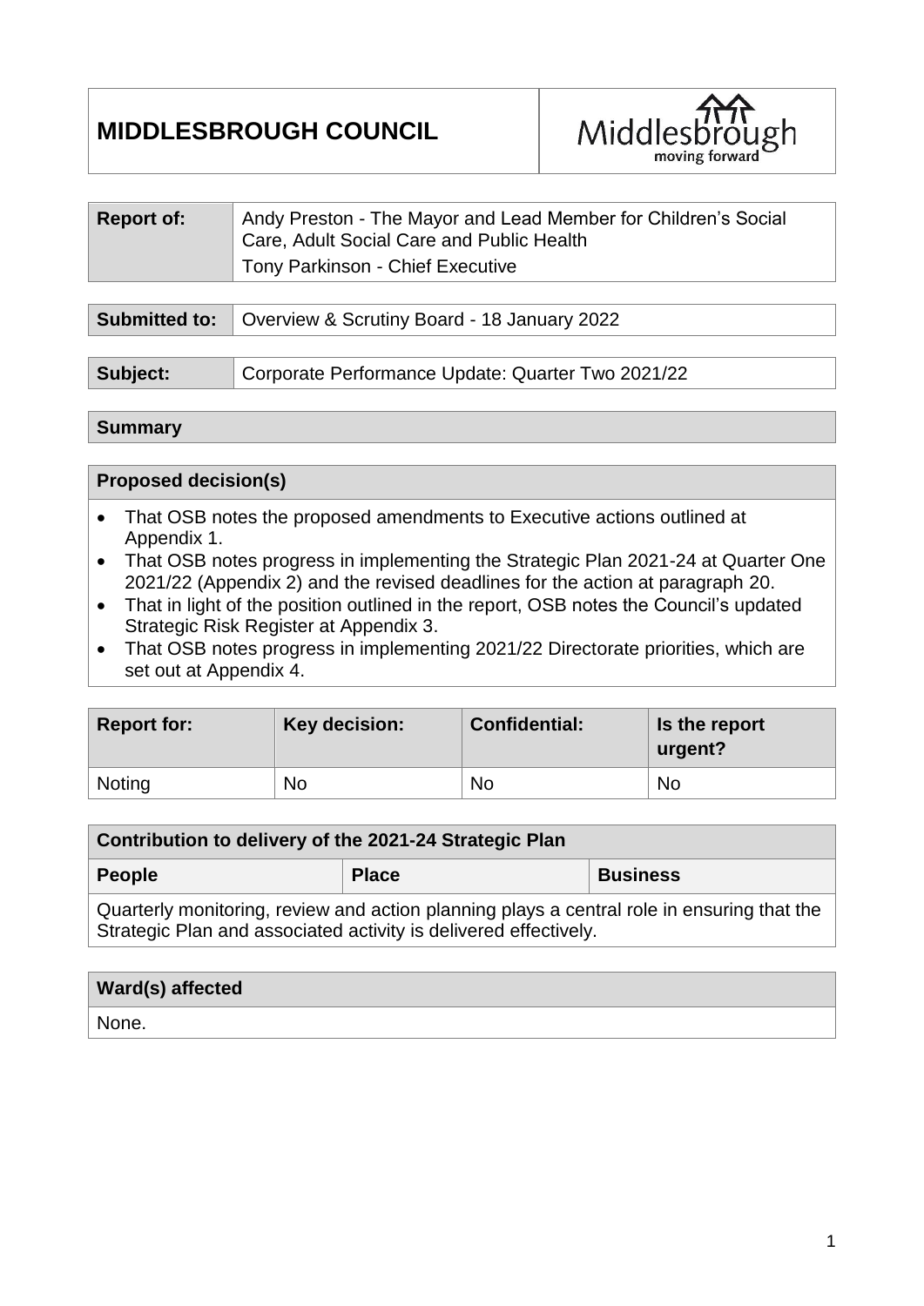# MIDDLESBROUGH COUNCIL

| Report of: | Andy Preston - The Mayor and Lead Member for Children's Social Care, Adult Social Care and Public Health<br>Tony Parkinson - Chief Executive |
|---|---|

| Submitted to: | Overview & Scrutiny Board - 18 January 2022 |
|---|---|

| Subject: | Corporate Performance Update: Quarter Two 2021/22 |
|---|---|

**Summary**

**Proposed decision(s)**

- That OSB notes the proposed amendments to Executive actions outlined at Appendix 1.
- That OSB notes progress in implementing the Strategic Plan 2021-24 at Quarter One 2021/22 (Appendix 2) and the revised deadlines for the action at paragraph 20.
- That in light of the position outlined in the report, OSB notes the Council's updated Strategic Risk Register at Appendix 3.
- That OSB notes progress in implementing 2021/22 Directorate priorities, which are set out at Appendix 4.

| Report for: | Key decision: | Confidential: | Is the report urgent? |
|---|---|---|---|
| Noting | No | No | No |

| Contribution to delivery of the 2021-24 Strategic Plan | | |
|---|---|---|
| **People** | **Place** | **Business** |
| Quarterly monitoring, review and action planning plays a central role in ensuring that the Strategic Plan and associated activity is delivered effectively. | | |

| Ward(s) affected |
|---|
| None. |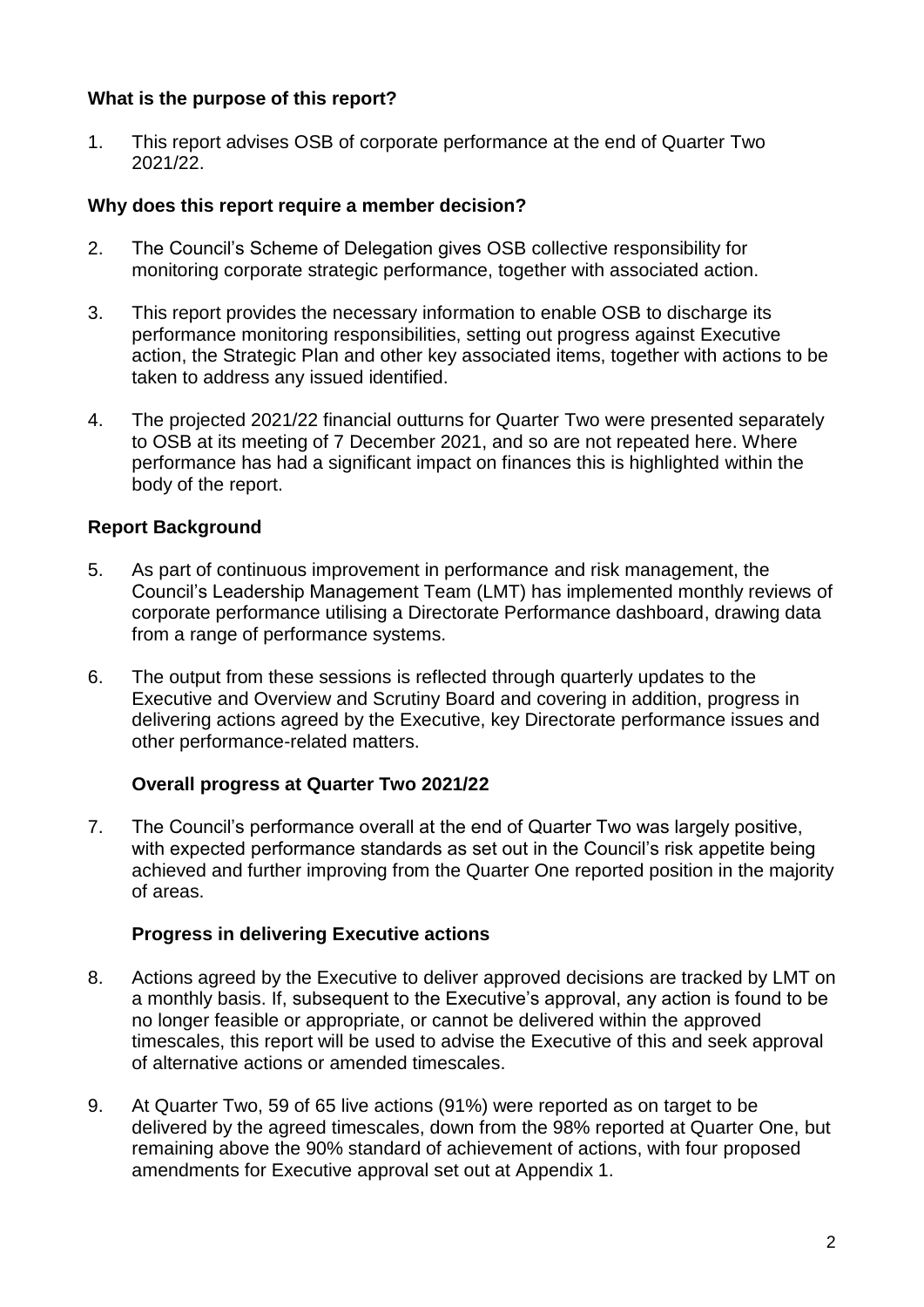## What is the purpose of this report?

1. This report advises OSB of corporate performance at the end of Quarter Two 2021/22.

## Why does this report require a member decision?

2. The Council's Scheme of Delegation gives OSB collective responsibility for monitoring corporate strategic performance, together with associated action.

3. This report provides the necessary information to enable OSB to discharge its performance monitoring responsibilities, setting out progress against Executive action, the Strategic Plan and other key associated items, together with actions to be taken to address any issued identified.

4. The projected 2021/22 financial outturns for Quarter Two were presented separately to OSB at its meeting of 7 December 2021, and so are not repeated here. Where performance has had a significant impact on finances this is highlighted within the body of the report.

## Report Background

5. As part of continuous improvement in performance and risk management, the Council's Leadership Management Team (LMT) has implemented monthly reviews of corporate performance utilising a Directorate Performance dashboard, drawing data from a range of performance systems.

6. The output from these sessions is reflected through quarterly updates to the Executive and Overview and Scrutiny Board and covering in addition, progress in delivering actions agreed by the Executive, key Directorate performance issues and other performance-related matters.

### Overall progress at Quarter Two 2021/22

7. The Council's performance overall at the end of Quarter Two was largely positive, with expected performance standards as set out in the Council's risk appetite being achieved and further improving from the Quarter One reported position in the majority of areas.

### Progress in delivering Executive actions

8. Actions agreed by the Executive to deliver approved decisions are tracked by LMT on a monthly basis. If, subsequent to the Executive's approval, any action is found to be no longer feasible or appropriate, or cannot be delivered within the approved timescales, this report will be used to advise the Executive of this and seek approval of alternative actions or amended timescales.

9. At Quarter Two, 59 of 65 live actions (91%) were reported as on target to be delivered by the agreed timescales, down from the 98% reported at Quarter One, but remaining above the 90% standard of achievement of actions, with four proposed amendments for Executive approval set out at Appendix 1.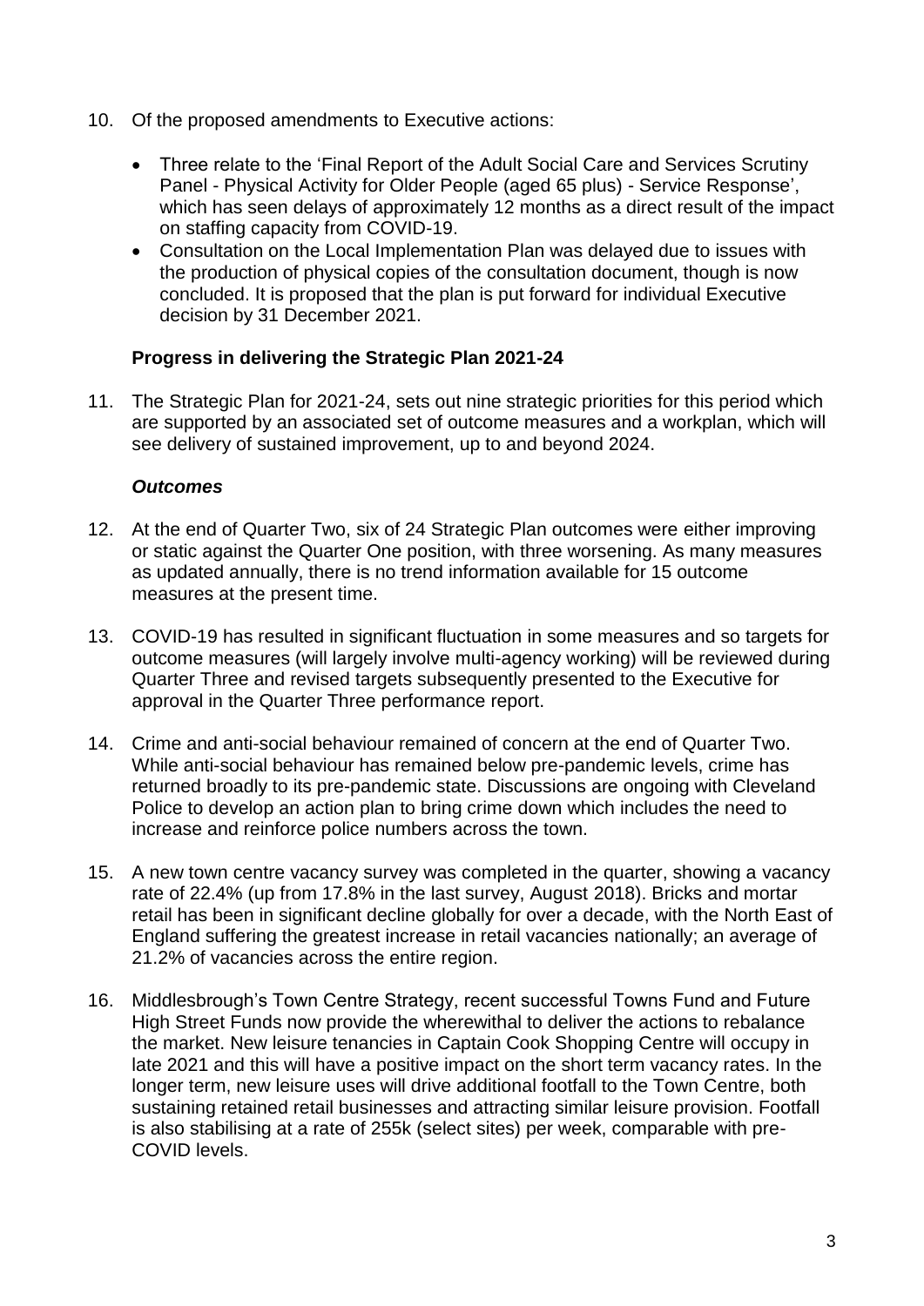10. Of the proposed amendments to Executive actions:

    - Three relate to the 'Final Report of the Adult Social Care and Services Scrutiny Panel - Physical Activity for Older People (aged 65 plus) - Service Response', which has seen delays of approximately 12 months as a direct result of the impact on staffing capacity from COVID-19.
    - Consultation on the Local Implementation Plan was delayed due to issues with the production of physical copies of the consultation document, though is now concluded. It is proposed that the plan is put forward for individual Executive decision by 31 December 2021.

**Progress in delivering the Strategic Plan 2021-24**

11. The Strategic Plan for 2021-24, sets out nine strategic priorities for this period which are supported by an associated set of outcome measures and a workplan, which will see delivery of sustained improvement, up to and beyond 2024.

***Outcomes***

12. At the end of Quarter Two, six of 24 Strategic Plan outcomes were either improving or static against the Quarter One position, with three worsening. As many measures as updated annually, there is no trend information available for 15 outcome measures at the present time.

13. COVID-19 has resulted in significant fluctuation in some measures and so targets for outcome measures (will largely involve multi-agency working) will be reviewed during Quarter Three and revised targets subsequently presented to the Executive for approval in the Quarter Three performance report.

14. Crime and anti-social behaviour remained of concern at the end of Quarter Two. While anti-social behaviour has remained below pre-pandemic levels, crime has returned broadly to its pre-pandemic state. Discussions are ongoing with Cleveland Police to develop an action plan to bring crime down which includes the need to increase and reinforce police numbers across the town.

15. A new town centre vacancy survey was completed in the quarter, showing a vacancy rate of 22.4% (up from 17.8% in the last survey, August 2018). Bricks and mortar retail has been in significant decline globally for over a decade, with the North East of England suffering the greatest increase in retail vacancies nationally; an average of 21.2% of vacancies across the entire region.

16. Middlesbrough's Town Centre Strategy, recent successful Towns Fund and Future High Street Funds now provide the wherewithal to deliver the actions to rebalance the market. New leisure tenancies in Captain Cook Shopping Centre will occupy in late 2021 and this will have a positive impact on the short term vacancy rates. In the longer term, new leisure uses will drive additional footfall to the Town Centre, both sustaining retained retail businesses and attracting similar leisure provision. Footfall is also stabilising at a rate of 255k (select sites) per week, comparable with pre-COVID levels.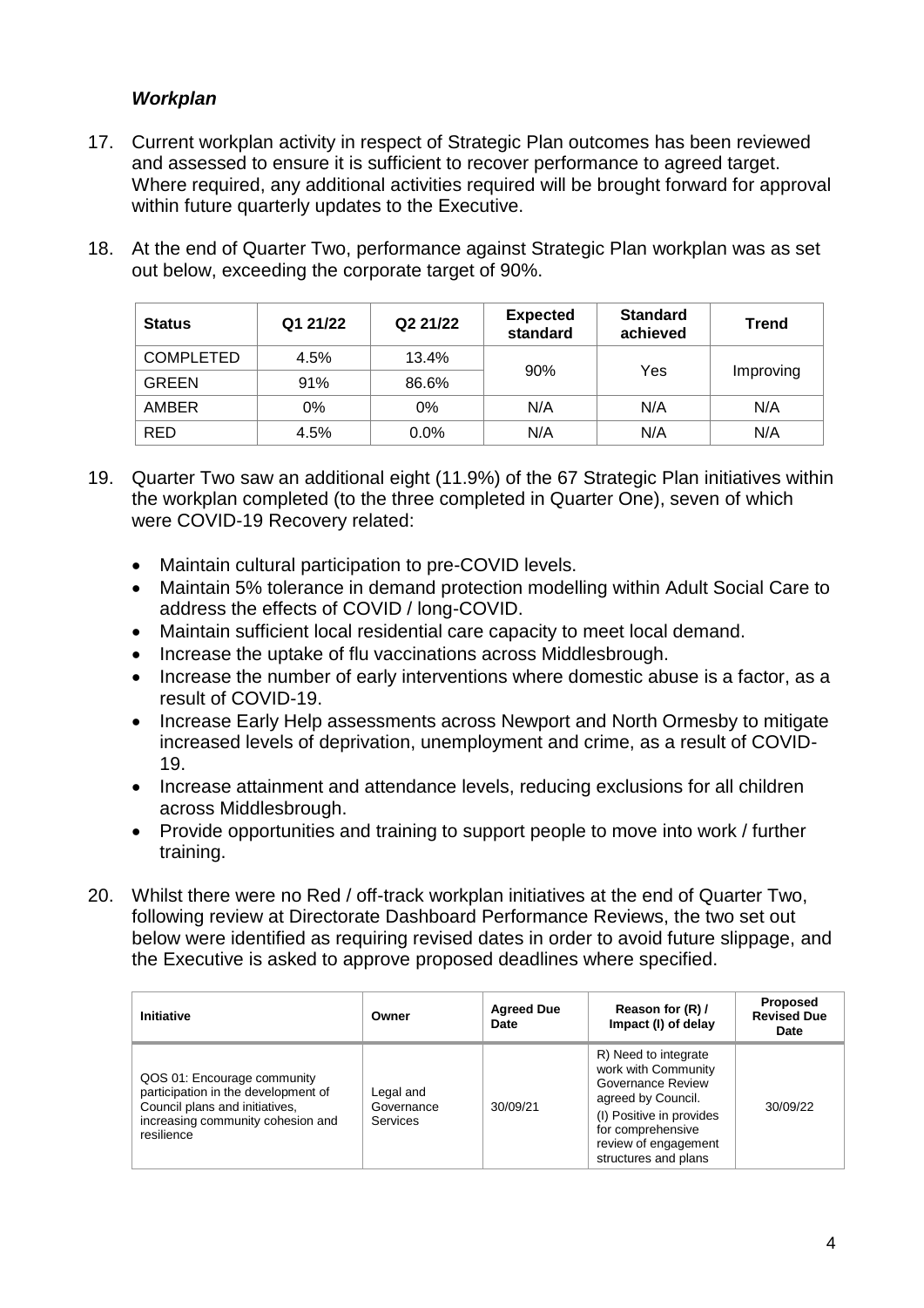### *Workplan*

17. Current workplan activity in respect of Strategic Plan outcomes has been reviewed and assessed to ensure it is sufficient to recover performance to agreed target. Where required, any additional activities required will be brought forward for approval within future quarterly updates to the Executive.

18. At the end of Quarter Two, performance against Strategic Plan workplan was as set out below, exceeding the corporate target of 90%.

| Status | Q1 21/22 | Q2 21/22 | Expected standard | Standard achieved | Trend |
|---|---|---|---|---|---|
| COMPLETED | 4.5% | 13.4% | 90% | Yes | Improving |
| GREEN | 91% | 86.6% | | | |
| AMBER | 0% | 0% | N/A | N/A | N/A |
| RED | 4.5% | 0.0% | N/A | N/A | N/A |

19. Quarter Two saw an additional eight (11.9%) of the 67 Strategic Plan initiatives within the workplan completed (to the three completed in Quarter One), seven of which were COVID-19 Recovery related:

    - Maintain cultural participation to pre-COVID levels.
    - Maintain 5% tolerance in demand protection modelling within Adult Social Care to address the effects of COVID / long-COVID.
    - Maintain sufficient local residential care capacity to meet local demand.
    - Increase the uptake of flu vaccinations across Middlesbrough.
    - Increase the number of early interventions where domestic abuse is a factor, as a result of COVID-19.
    - Increase Early Help assessments across Newport and North Ormesby to mitigate increased levels of deprivation, unemployment and crime, as a result of COVID-19.
    - Increase attainment and attendance levels, reducing exclusions for all children across Middlesbrough.
    - Provide opportunities and training to support people to move into work / further training.

20. Whilst there were no Red / off-track workplan initiatives at the end of Quarter Two, following review at Directorate Dashboard Performance Reviews, the two set out below were identified as requiring revised dates in order to avoid future slippage, and the Executive is asked to approve proposed deadlines where specified.

| Initiative | Owner | Agreed Due Date | Reason for (R) / Impact (I) of delay | Proposed Revised Due Date |
|---|---|---|---|---|
| QOS 01: Encourage community participation in the development of Council plans and initiatives, increasing community cohesion and resilience | Legal and Governance Services | 30/09/21 | R) Need to integrate work with Community Governance Review agreed by Council. (I) Positive in provides for comprehensive review of engagement structures and plans | 30/09/22 |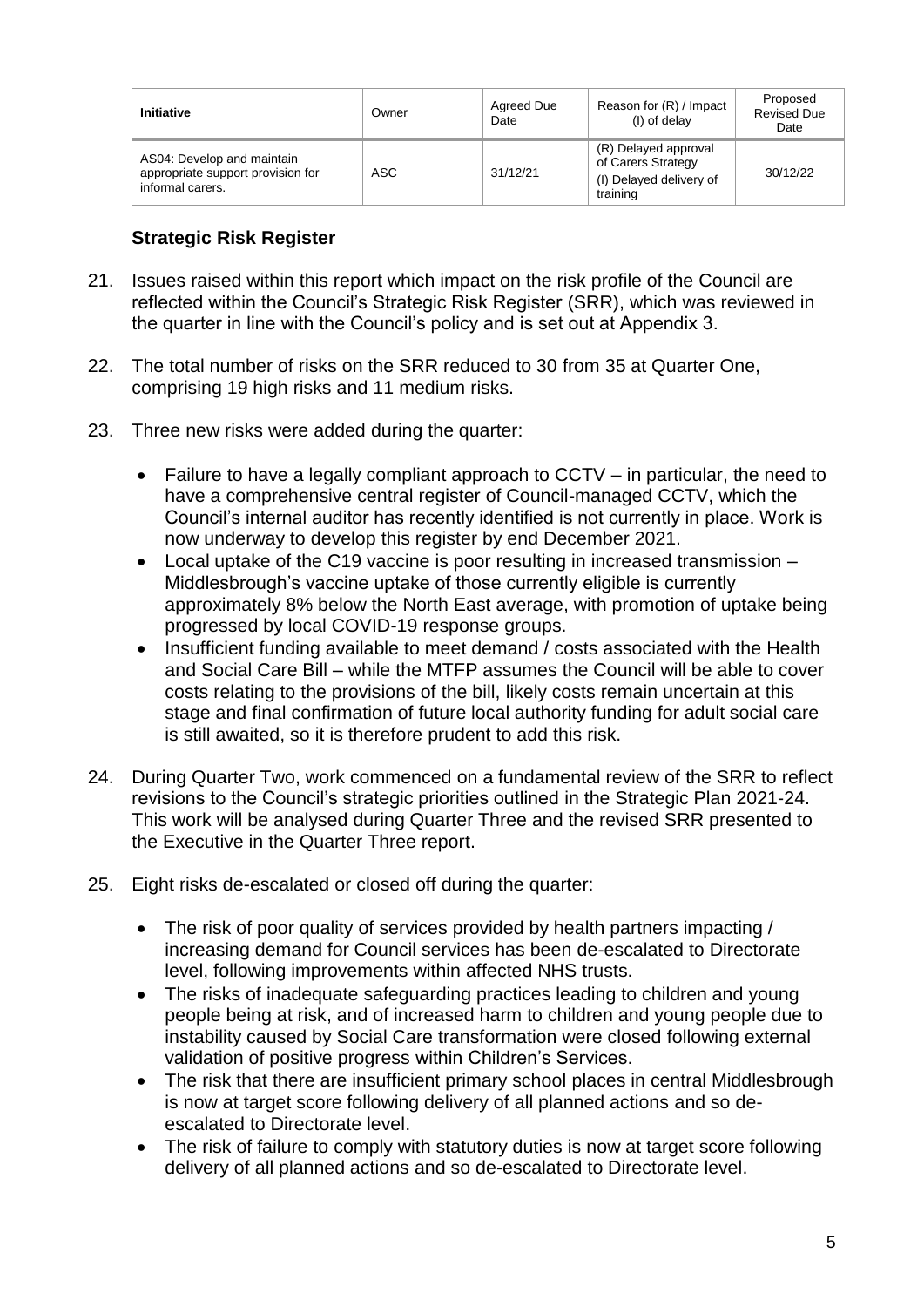| Initiative | Owner | Agreed Due Date | Reason for (R) / Impact (I) of delay | Proposed Revised Due Date |
|---|---|---|---|---|
| AS04: Develop and maintain appropriate support provision for informal carers. | ASC | 31/12/21 | (R) Delayed approval of Carers Strategy (I) Delayed delivery of training | 30/12/22 |

### Strategic Risk Register

21. Issues raised within this report which impact on the risk profile of the Council are reflected within the Council's Strategic Risk Register (SRR), which was reviewed in the quarter in line with the Council's policy and is set out at Appendix 3.

22. The total number of risks on the SRR reduced to 30 from 35 at Quarter One, comprising 19 high risks and 11 medium risks.

23. Three new risks were added during the quarter:

    - Failure to have a legally compliant approach to CCTV – in particular, the need to have a comprehensive central register of Council-managed CCTV, which the Council's internal auditor has recently identified is not currently in place. Work is now underway to develop this register by end December 2021.
    - Local uptake of the C19 vaccine is poor resulting in increased transmission – Middlesbrough's vaccine uptake of those currently eligible is currently approximately 8% below the North East average, with promotion of uptake being progressed by local COVID-19 response groups.
    - Insufficient funding available to meet demand / costs associated with the Health and Social Care Bill – while the MTFP assumes the Council will be able to cover costs relating to the provisions of the bill, likely costs remain uncertain at this stage and final confirmation of future local authority funding for adult social care is still awaited, so it is therefore prudent to add this risk.

24. During Quarter Two, work commenced on a fundamental review of the SRR to reflect revisions to the Council's strategic priorities outlined in the Strategic Plan 2021-24. This work will be analysed during Quarter Three and the revised SRR presented to the Executive in the Quarter Three report.

25. Eight risks de-escalated or closed off during the quarter:

    - The risk of poor quality of services provided by health partners impacting / increasing demand for Council services has been de-escalated to Directorate level, following improvements within affected NHS trusts.
    - The risks of inadequate safeguarding practices leading to children and young people being at risk, and of increased harm to children and young people due to instability caused by Social Care transformation were closed following external validation of positive progress within Children's Services.
    - The risk that there are insufficient primary school places in central Middlesbrough is now at target score following delivery of all planned actions and so de-escalated to Directorate level.
    - The risk of failure to comply with statutory duties is now at target score following delivery of all planned actions and so de-escalated to Directorate level.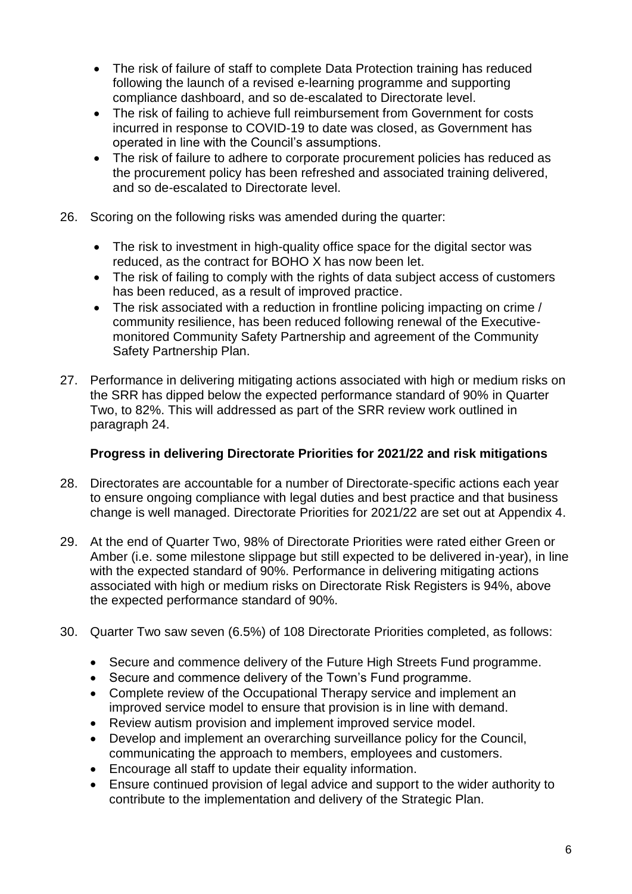- The risk of failure of staff to complete Data Protection training has reduced following the launch of a revised e-learning programme and supporting compliance dashboard, and so de-escalated to Directorate level.
- The risk of failing to achieve full reimbursement from Government for costs incurred in response to COVID-19 to date was closed, as Government has operated in line with the Council's assumptions.
- The risk of failure to adhere to corporate procurement policies has reduced as the procurement policy has been refreshed and associated training delivered, and so de-escalated to Directorate level.

26. Scoring on the following risks was amended during the quarter:

    - The risk to investment in high-quality office space for the digital sector was reduced, as the contract for BOHO X has now been let.
    - The risk of failing to comply with the rights of data subject access of customers has been reduced, as a result of improved practice.
    - The risk associated with a reduction in frontline policing impacting on crime / community resilience, has been reduced following renewal of the Executive-monitored Community Safety Partnership and agreement of the Community Safety Partnership Plan.

27. Performance in delivering mitigating actions associated with high or medium risks on the SRR has dipped below the expected performance standard of 90% in Quarter Two, to 82%. This will addressed as part of the SRR review work outlined in paragraph 24.

**Progress in delivering Directorate Priorities for 2021/22 and risk mitigations**

28. Directorates are accountable for a number of Directorate-specific actions each year to ensure ongoing compliance with legal duties and best practice and that business change is well managed. Directorate Priorities for 2021/22 are set out at Appendix 4.

29. At the end of Quarter Two, 98% of Directorate Priorities were rated either Green or Amber (i.e. some milestone slippage but still expected to be delivered in-year), in line with the expected standard of 90%. Performance in delivering mitigating actions associated with high or medium risks on Directorate Risk Registers is 94%, above the expected performance standard of 90%.

30. Quarter Two saw seven (6.5%) of 108 Directorate Priorities completed, as follows:

    - Secure and commence delivery of the Future High Streets Fund programme.
    - Secure and commence delivery of the Town's Fund programme.
    - Complete review of the Occupational Therapy service and implement an improved service model to ensure that provision is in line with demand.
    - Review autism provision and implement improved service model.
    - Develop and implement an overarching surveillance policy for the Council, communicating the approach to members, employees and customers.
    - Encourage all staff to update their equality information.
    - Ensure continued provision of legal advice and support to the wider authority to contribute to the implementation and delivery of the Strategic Plan.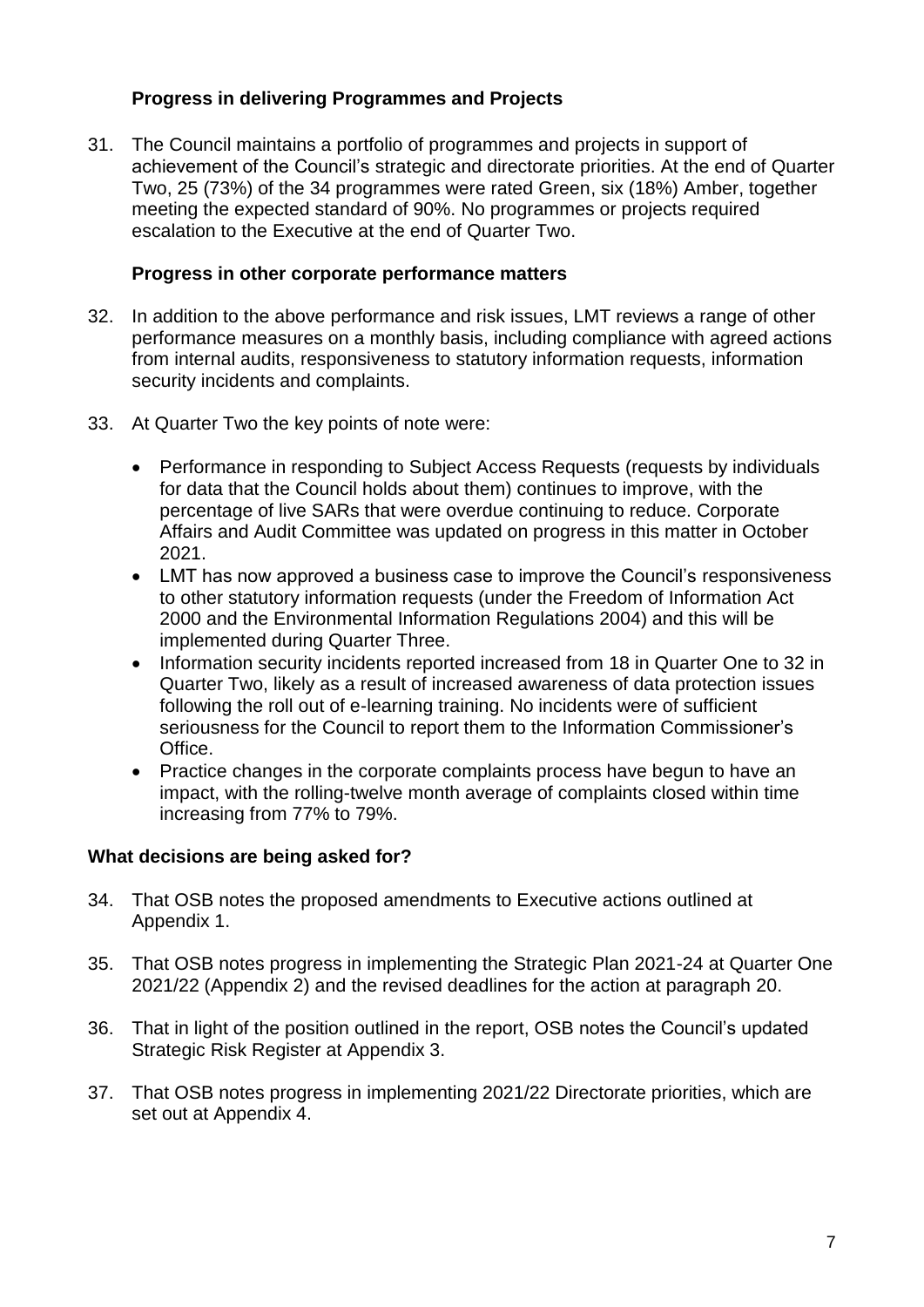### Progress in delivering Programmes and Projects

31. The Council maintains a portfolio of programmes and projects in support of achievement of the Council's strategic and directorate priorities. At the end of Quarter Two, 25 (73%) of the 34 programmes were rated Green, six (18%) Amber, together meeting the expected standard of 90%. No programmes or projects required escalation to the Executive at the end of Quarter Two.

### Progress in other corporate performance matters

32. In addition to the above performance and risk issues, LMT reviews a range of other performance measures on a monthly basis, including compliance with agreed actions from internal audits, responsiveness to statutory information requests, information security incidents and complaints.

33. At Quarter Two the key points of note were:

    - Performance in responding to Subject Access Requests (requests by individuals for data that the Council holds about them) continues to improve, with the percentage of live SARs that were overdue continuing to reduce. Corporate Affairs and Audit Committee was updated on progress in this matter in October 2021.
    - LMT has now approved a business case to improve the Council's responsiveness to other statutory information requests (under the Freedom of Information Act 2000 and the Environmental Information Regulations 2004) and this will be implemented during Quarter Three.
    - Information security incidents reported increased from 18 in Quarter One to 32 in Quarter Two, likely as a result of increased awareness of data protection issues following the roll out of e-learning training. No incidents were of sufficient seriousness for the Council to report them to the Information Commissioner's Office.
    - Practice changes in the corporate complaints process have begun to have an impact, with the rolling-twelve month average of complaints closed within time increasing from 77% to 79%.

## What decisions are being asked for?

34. That OSB notes the proposed amendments to Executive actions outlined at Appendix 1.

35. That OSB notes progress in implementing the Strategic Plan 2021-24 at Quarter One 2021/22 (Appendix 2) and the revised deadlines for the action at paragraph 20.

36. That in light of the position outlined in the report, OSB notes the Council's updated Strategic Risk Register at Appendix 3.

37. That OSB notes progress in implementing 2021/22 Directorate priorities, which are set out at Appendix 4.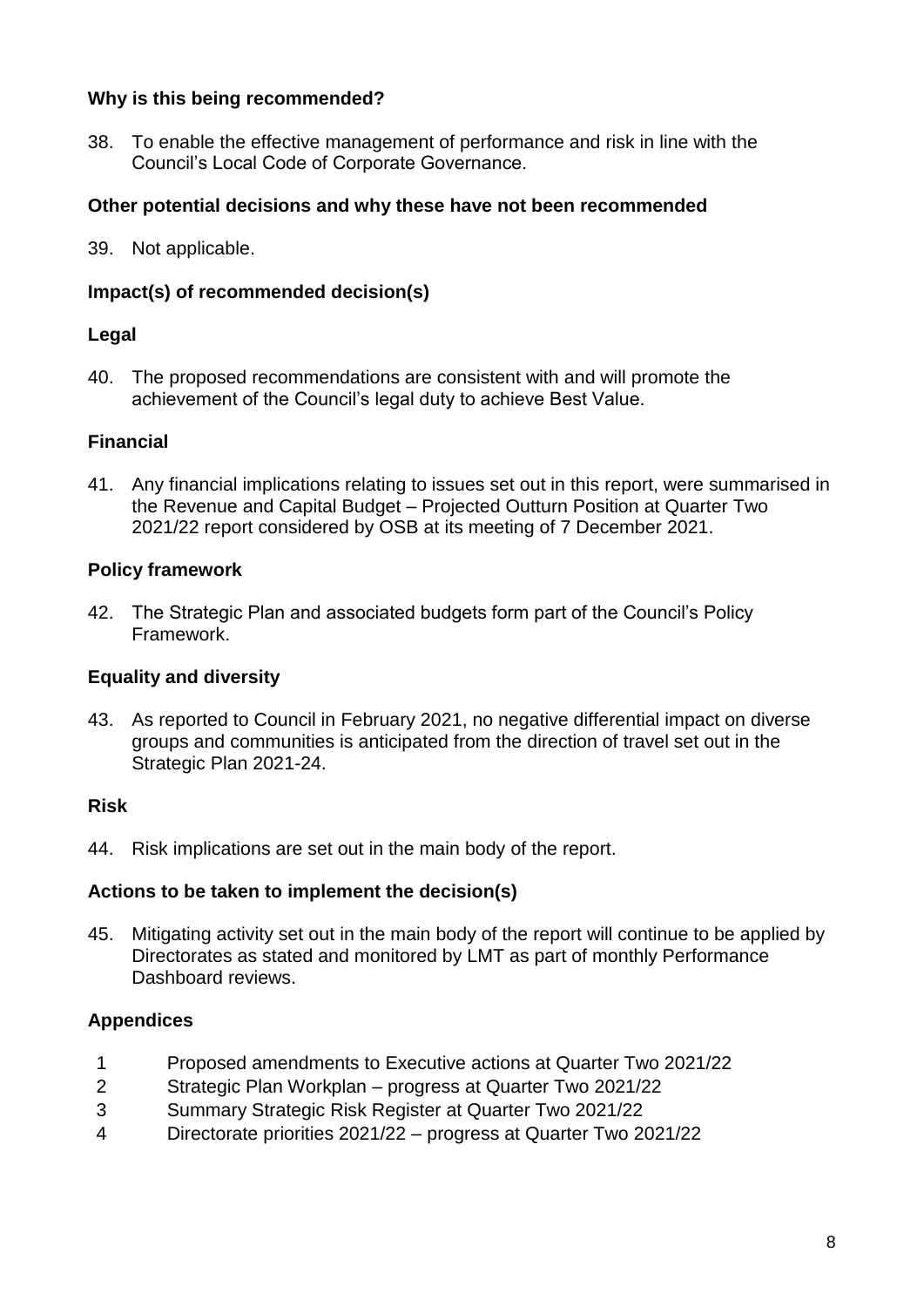**Why is this being recommended?**

38. To enable the effective management of performance and risk in line with the Council's Local Code of Corporate Governance.

**Other potential decisions and why these have not been recommended**

39. Not applicable.

**Impact(s) of recommended decision(s)**

**Legal**

40. The proposed recommendations are consistent with and will promote the achievement of the Council's legal duty to achieve Best Value.

**Financial**

41. Any financial implications relating to issues set out in this report, were summarised in the Revenue and Capital Budget – Projected Outturn Position at Quarter Two 2021/22 report considered by OSB at its meeting of 7 December 2021.

**Policy framework**

42. The Strategic Plan and associated budgets form part of the Council's Policy Framework.

**Equality and diversity**

43. As reported to Council in February 2021, no negative differential impact on diverse groups and communities is anticipated from the direction of travel set out in the Strategic Plan 2021-24.

**Risk**

44. Risk implications are set out in the main body of the report.

**Actions to be taken to implement the decision(s)**

45. Mitigating activity set out in the main body of the report will continue to be applied by Directorates as stated and monitored by LMT as part of monthly Performance Dashboard reviews.

**Appendices**

| | |
|---|---|
| 1 | Proposed amendments to Executive actions at Quarter Two 2021/22 |
| 2 | Strategic Plan Workplan – progress at Quarter Two 2021/22 |
| 3 | Summary Strategic Risk Register at Quarter Two 2021/22 |
| 4 | Directorate priorities 2021/22 – progress at Quarter Two 2021/22 |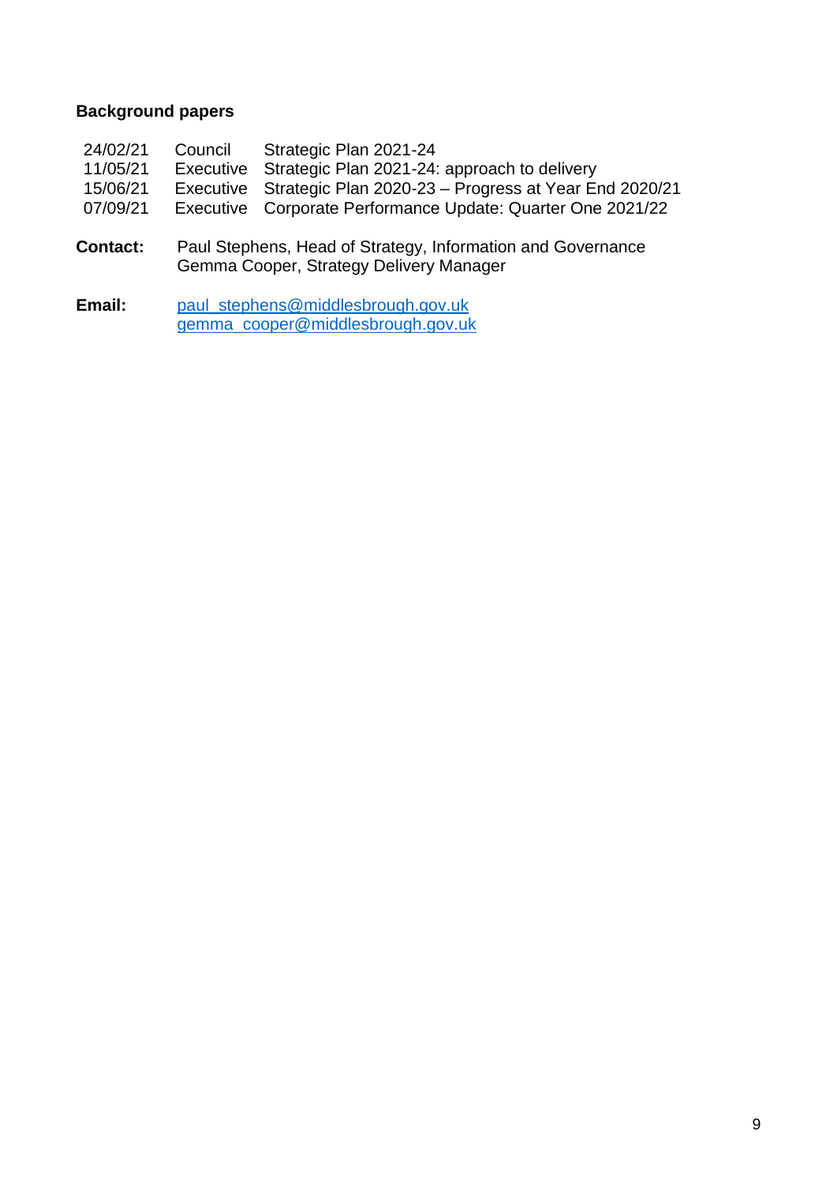**Background papers**

| | | |
|---|---|---|
| 24/02/21 | Council | Strategic Plan 2021-24 |
| 11/05/21 | Executive | Strategic Plan 2021-24: approach to delivery |
| 15/06/21 | Executive | Strategic Plan 2020-23 – Progress at Year End 2020/21 |
| 07/09/21 | Executive | Corporate Performance Update: Quarter One 2021/22 |

**Contact:** Paul Stephens, Head of Strategy, Information and Governance
Gemma Cooper, Strategy Delivery Manager

**Email:** paul_stephens@middlesbrough.gov.uk
gemma_cooper@middlesbrough.gov.uk